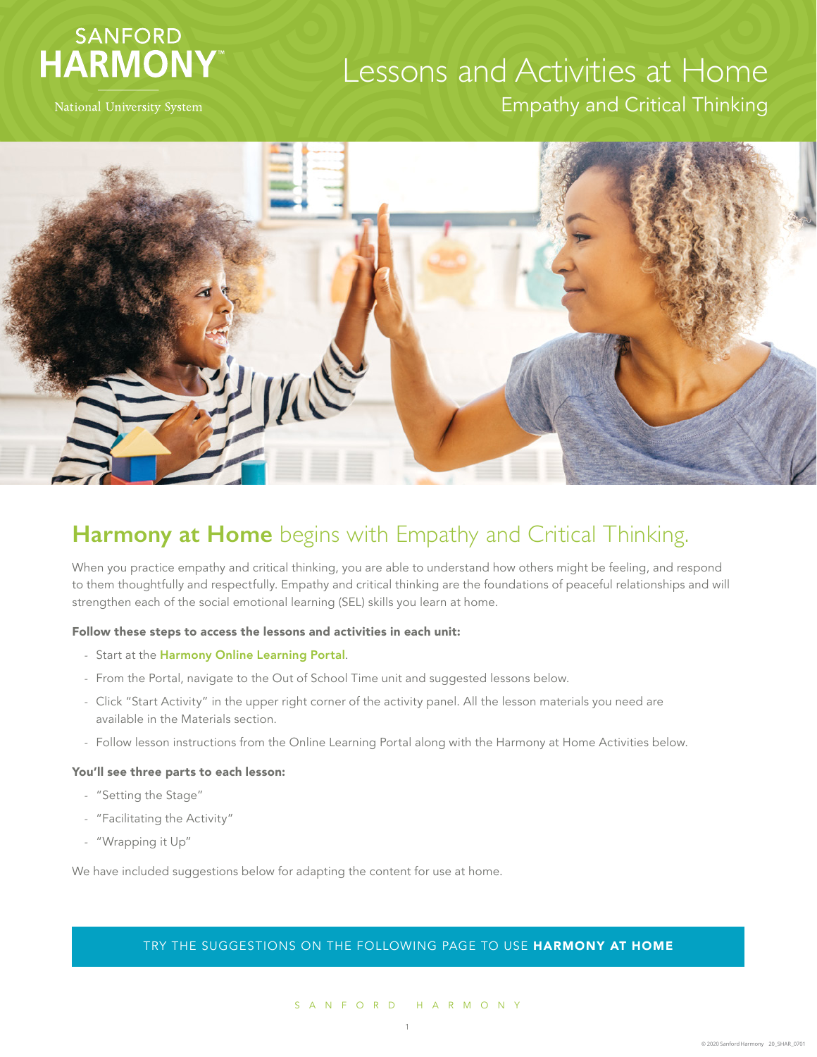SANFORD HARMONY™

National University System

# Lessons and Activities at Home

## Empathy and Critical Thinking

## **Harmony at Home** begins with Empathy and Critical Thinking.

When you practice empathy and critical thinking, you are able to understand how others might be feeling, and respond to them thoughtfully and respectfully. Empathy and critical thinking are the foundations of peaceful relationships and will strengthen each of the social emotional learning (SEL) skills you learn at home.

**Follow these steps to access the lessons and activities in each unit:**

- Start at the **Harmony Online Learning Portal**.
- From the Portal, navigate to the Out of School Time unit and suggested lessons below.
- Click "Start Activity" in the upper right corner of the activity panel. All the lesson materials you need are available in the Materials section.
- Follow lesson instructions from the Online Learning Portal along with the Harmony at Home Activities below.

**You'll see three parts to each lesson:**

- "Setting the Stage"
- "Facilitating the Activity"
- "Wrapping it Up"

We have included suggestions below for adapting the content for use at home.

TRY THE SUGGESTIONS ON THE FOLLOWING PAGE TO USE **HARMONY AT HOME**

© 2020 Sanford Harmony 20_SHAR_0701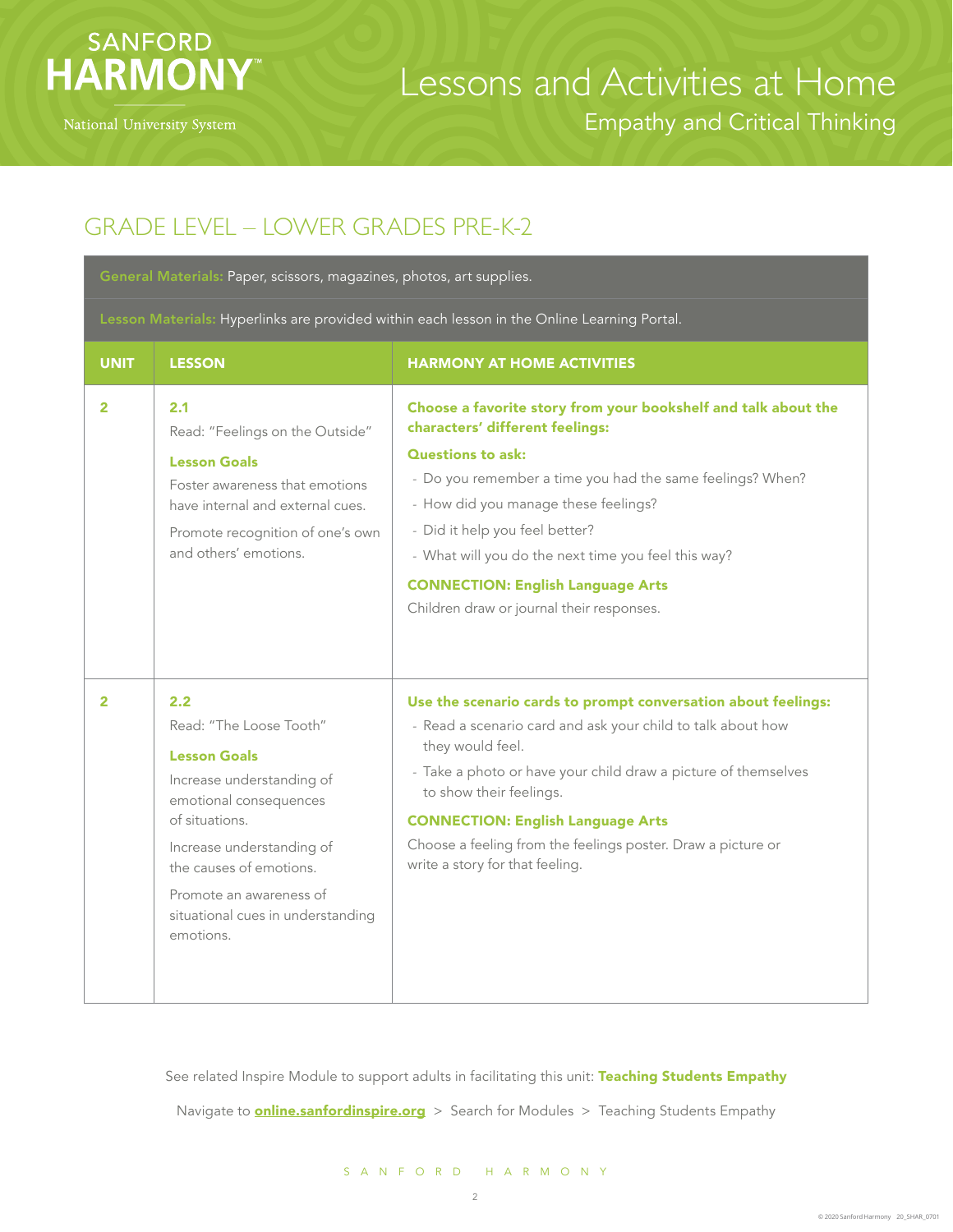# Lessons and Activities at Home

## Empathy and Critical Thinking

## GRADE LEVEL – LOWER GRADES PRE-K-2

**General Materials:** Paper, scissors, magazines, photos, art supplies.

**Lesson Materials:** Hyperlinks are provided within each lesson in the Online Learning Portal.

| UNIT | LESSON | HARMONY AT HOME ACTIVITIES |
|---|---|---|
| 2 | **2.1**<br>Read: "Feelings on the Outside"<br>**Lesson Goals**<br>Foster awareness that emotions have internal and external cues.<br>Promote recognition of one's own and others' emotions. | **Choose a favorite story from your bookshelf and talk about the characters' different feelings:**<br>**Questions to ask:**<br>- Do you remember a time you had the same feelings? When?<br>- How did you manage these feelings?<br>- Did it help you feel better?<br>- What will you do the next time you feel this way?<br>**CONNECTION: English Language Arts**<br>Children draw or journal their responses. |
| 2 | **2.2**<br>Read: "The Loose Tooth"<br>**Lesson Goals**<br>Increase understanding of emotional consequences of situations.<br>Increase understanding of the causes of emotions.<br>Promote an awareness of situational cues in understanding emotions. | **Use the scenario cards to prompt conversation about feelings:**<br>- Read a scenario card and ask your child to talk about how they would feel.<br>- Take a photo or have your child draw a picture of themselves to show their feelings.<br>**CONNECTION: English Language Arts**<br>Choose a feeling from the feelings poster. Draw a picture or write a story for that feeling. |

See related Inspire Module to support adults in facilitating this unit: **Teaching Students Empathy**

Navigate to **online.sanfordinspire.org** > Search for Modules > Teaching Students Empathy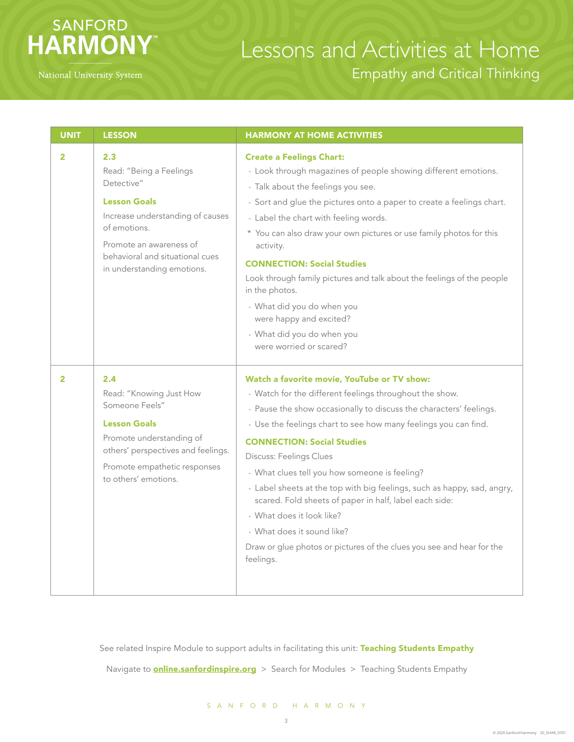# Lessons and Activities at Home

## Empathy and Critical Thinking

| UNIT | LESSON | HARMONY AT HOME ACTIVITIES |
|---|---|---|
| 2 | **2.3**<br>Read: "Being a Feelings Detective"<br><br>**Lesson Goals**<br>Increase understanding of causes of emotions.<br><br>Promote an awareness of behavioral and situational cues in understanding emotions. | **Create a Feelings Chart:**<br>- Look through magazines of people showing different emotions.<br>- Talk about the feelings you see.<br>- Sort and glue the pictures onto a paper to create a feelings chart.<br>- Label the chart with feeling words.<br>* You can also draw your own pictures or use family photos for this activity.<br><br>**CONNECTION: Social Studies**<br>Look through family pictures and talk about the feelings of the people in the photos.<br>- What did you do when you were happy and excited?<br>- What did you do when you were worried or scared? |
| 2 | **2.4**<br>Read: "Knowing Just How Someone Feels"<br><br>**Lesson Goals**<br>Promote understanding of others' perspectives and feelings.<br><br>Promote empathetic responses to others' emotions. | **Watch a favorite movie, YouTube or TV show:**<br>- Watch for the different feelings throughout the show.<br>- Pause the show occasionally to discuss the characters' feelings.<br>- Use the feelings chart to see how many feelings you can find.<br><br>**CONNECTION: Social Studies**<br>Discuss: Feelings Clues<br>- What clues tell you how someone is feeling?<br>- Label sheets at the top with big feelings, such as happy, sad, angry, scared. Fold sheets of paper in half, label each side:<br>- What does it look like?<br>- What does it sound like?<br><br>Draw or glue photos or pictures of the clues you see and hear for the feelings. |

See related Inspire Module to support adults in facilitating this unit: **Teaching Students Empathy**

Navigate to **online.sanfordinspire.org** > Search for Modules > Teaching Students Empathy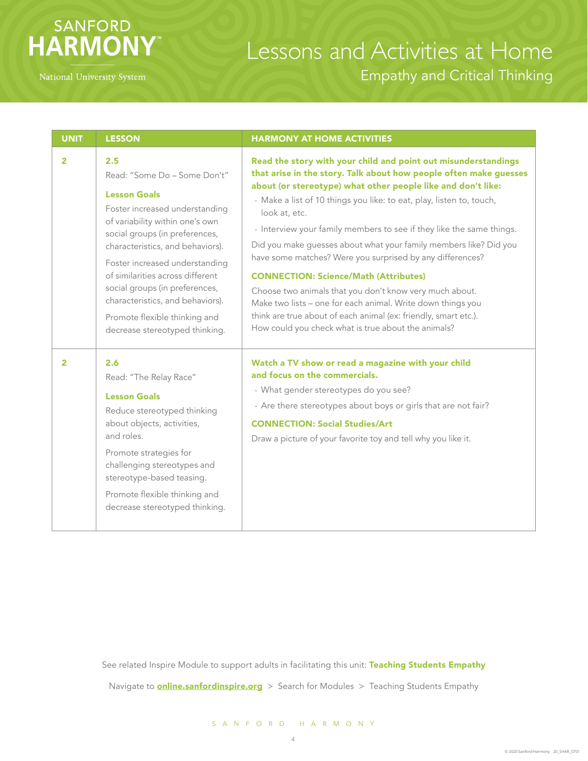# Lessons and Activities at Home

## Empathy and Critical Thinking

| UNIT | LESSON | HARMONY AT HOME ACTIVITIES |
|---|---|---|
| 2 | **2.5**<br>Read: "Some Do – Some Don't"<br><br>**Lesson Goals**<br>Foster increased understanding of variability within one's own social groups (in preferences, characteristics, and behaviors).<br><br>Foster increased understanding of similarities across different social groups (in preferences, characteristics, and behaviors).<br><br>Promote flexible thinking and decrease stereotyped thinking. | **Read the story with your child and point out misunderstandings that arise in the story. Talk about how people often make guesses about (or stereotype) what other people like and don't like:**<br>- Make a list of 10 things you like: to eat, play, listen to, touch, look at, etc.<br>- Interview your family members to see if they like the same things.<br><br>Did you make guesses about what your family members like? Did you have some matches? Were you surprised by any differences?<br><br>**CONNECTION: Science/Math (Attributes)**<br>Choose two animals that you don't know very much about. Make two lists – one for each animal. Write down things you think are true about of each animal (ex: friendly, smart etc.). How could you check what is true about the animals? |
| 2 | **2.6**<br>Read: "The Relay Race"<br><br>**Lesson Goals**<br>Reduce stereotyped thinking about objects, activities, and roles.<br><br>Promote strategies for challenging stereotypes and stereotype-based teasing.<br><br>Promote flexible thinking and decrease stereotyped thinking. | **Watch a TV show or read a magazine with your child and focus on the commercials.**<br>- What gender stereotypes do you see?<br>- Are there stereotypes about boys or girls that are not fair?<br><br>**CONNECTION: Social Studies/Art**<br>Draw a picture of your favorite toy and tell why you like it. |

See related Inspire Module to support adults in facilitating this unit: **Teaching Students Empathy**

Navigate to **online.sanfordinspire.org** > Search for Modules > Teaching Students Empathy

© 2020 Sanford Harmony 20_SHAR_0701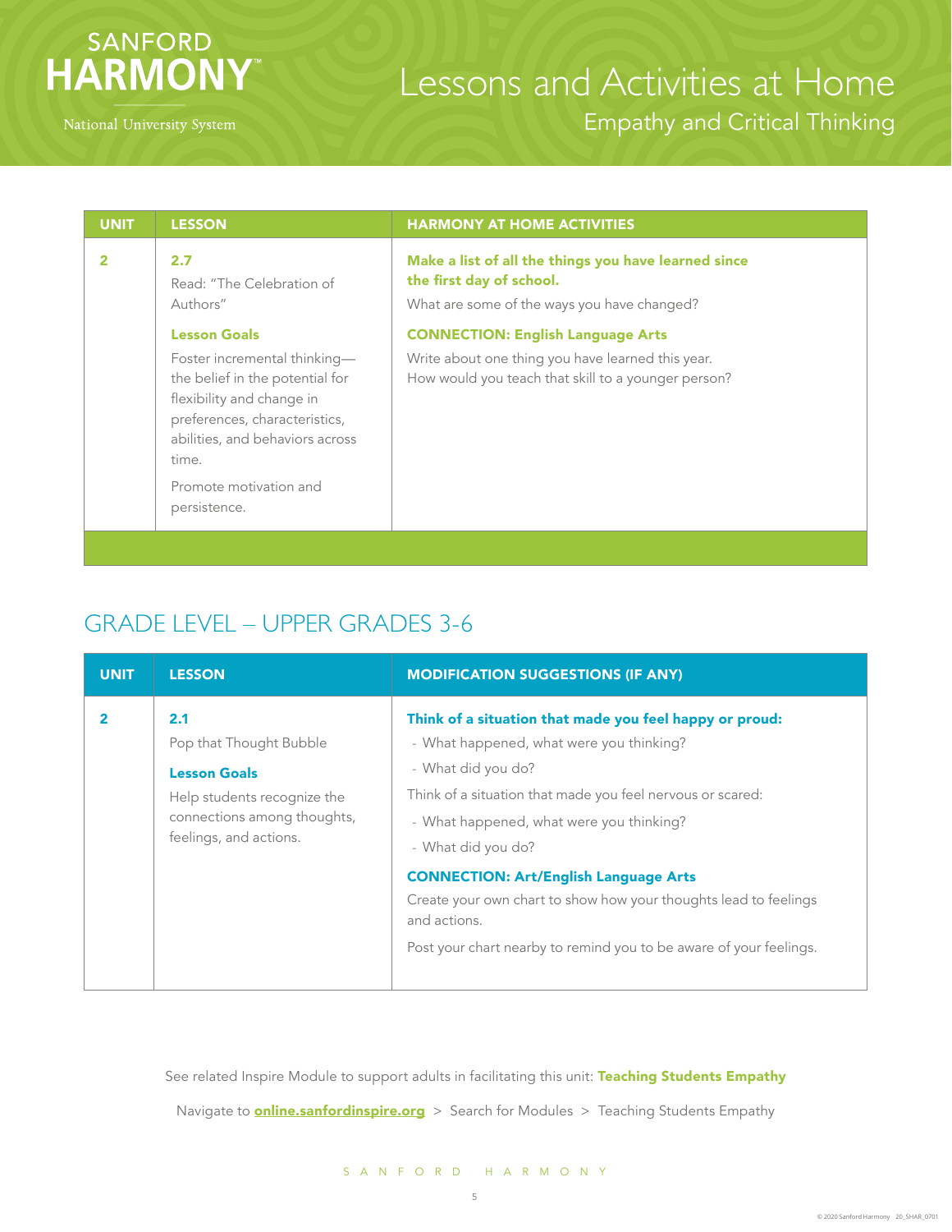SANFORD HARMONY
National University System

# Lessons and Activities at Home

## Empathy and Critical Thinking

| UNIT | LESSON | HARMONY AT HOME ACTIVITIES |
| --- | --- | --- |
| 2 | **2.7**<br>Read: "The Celebration of Authors"<br><br>**Lesson Goals**<br>Foster incremental thinking—the belief in the potential for flexibility and change in preferences, characteristics, abilities, and behaviors across time.<br><br>Promote motivation and persistence. | **Make a list of all the things you have learned since the first day of school.**<br>What are some of the ways you have changed?<br><br>**CONNECTION: English Language Arts**<br>Write about one thing you have learned this year. How would you teach that skill to a younger person? |

## GRADE LEVEL – UPPER GRADES 3-6

| UNIT | LESSON | MODIFICATION SUGGESTIONS (IF ANY) |
| --- | --- | --- |
| 2 | **2.1**<br>Pop that Thought Bubble<br><br>**Lesson Goals**<br>Help students recognize the connections among thoughts, feelings, and actions. | **Think of a situation that made you feel happy or proud:**<br>- What happened, what were you thinking?<br>- What did you do?<br><br>Think of a situation that made you feel nervous or scared:<br>- What happened, what were you thinking?<br>- What did you do?<br><br>**CONNECTION: Art/English Language Arts**<br>Create your own chart to show how your thoughts lead to feelings and actions.<br><br>Post your chart nearby to remind you to be aware of your feelings. |

See related Inspire Module to support adults in facilitating this unit: **Teaching Students Empathy**

Navigate to **online.sanfordinspire.org** > Search for Modules > Teaching Students Empathy

© 2020 Sanford Harmony 20_SHAR_0701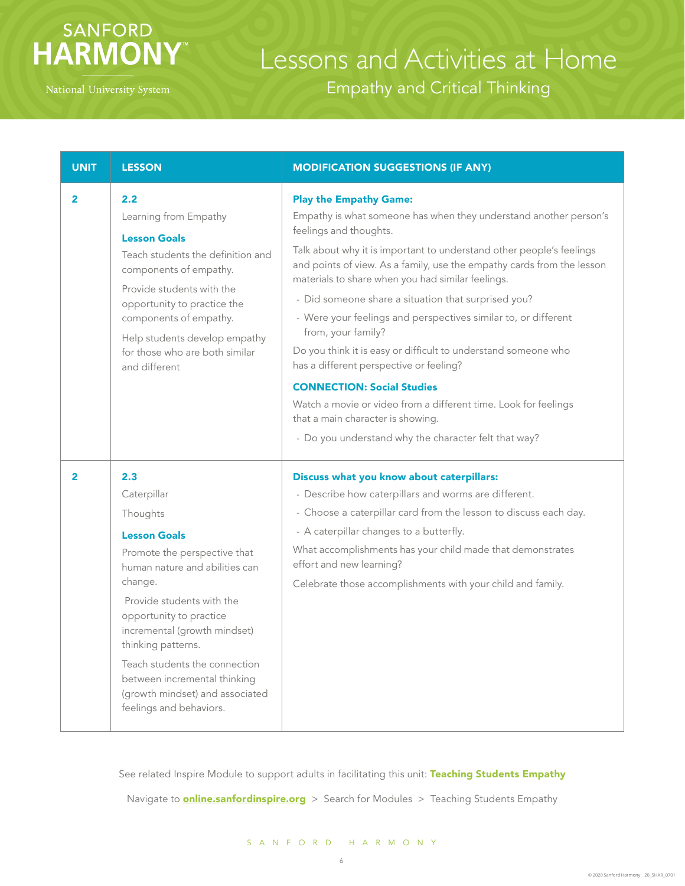SANFORD HARMONY™

National University System

# Lessons and Activities at Home

## Empathy and Critical Thinking

| UNIT | LESSON | MODIFICATION SUGGESTIONS (IF ANY) |
|---|---|---|
| 2 | **2.2**<br>Learning from Empathy<br>**Lesson Goals**<br>Teach students the definition and components of empathy.<br>Provide students with the opportunity to practice the components of empathy.<br>Help students develop empathy for those who are both similar and different | **Play the Empathy Game:**<br>Empathy is what someone has when they understand another person's feelings and thoughts.<br>Talk about why it is important to understand other people's feelings and points of view. As a family, use the empathy cards from the lesson materials to share when you had similar feelings.<br>- Did someone share a situation that surprised you?<br>- Were your feelings and perspectives similar to, or different from, your family?<br>Do you think it is easy or difficult to understand someone who has a different perspective or feeling?<br>**CONNECTION: Social Studies**<br>Watch a movie or video from a different time. Look for feelings that a main character is showing.<br>- Do you understand why the character felt that way? |
| 2 | **2.3**<br>Caterpillar<br>Thoughts<br>**Lesson Goals**<br>Promote the perspective that human nature and abilities can change.<br>Provide students with the opportunity to practice incremental (growth mindset) thinking patterns.<br>Teach students the connection between incremental thinking (growth mindset) and associated feelings and behaviors. | **Discuss what you know about caterpillars:**<br>- Describe how caterpillars and worms are different.<br>- Choose a caterpillar card from the lesson to discuss each day.<br>- A caterpillar changes to a butterfly.<br>What accomplishments has your child made that demonstrates effort and new learning?<br>Celebrate those accomplishments with your child and family. |

See related Inspire Module to support adults in facilitating this unit: **Teaching Students Empathy**

Navigate to **online.sanfordinspire.org** > Search for Modules > Teaching Students Empathy

© 2020 Sanford Harmony 20_SHAR_0701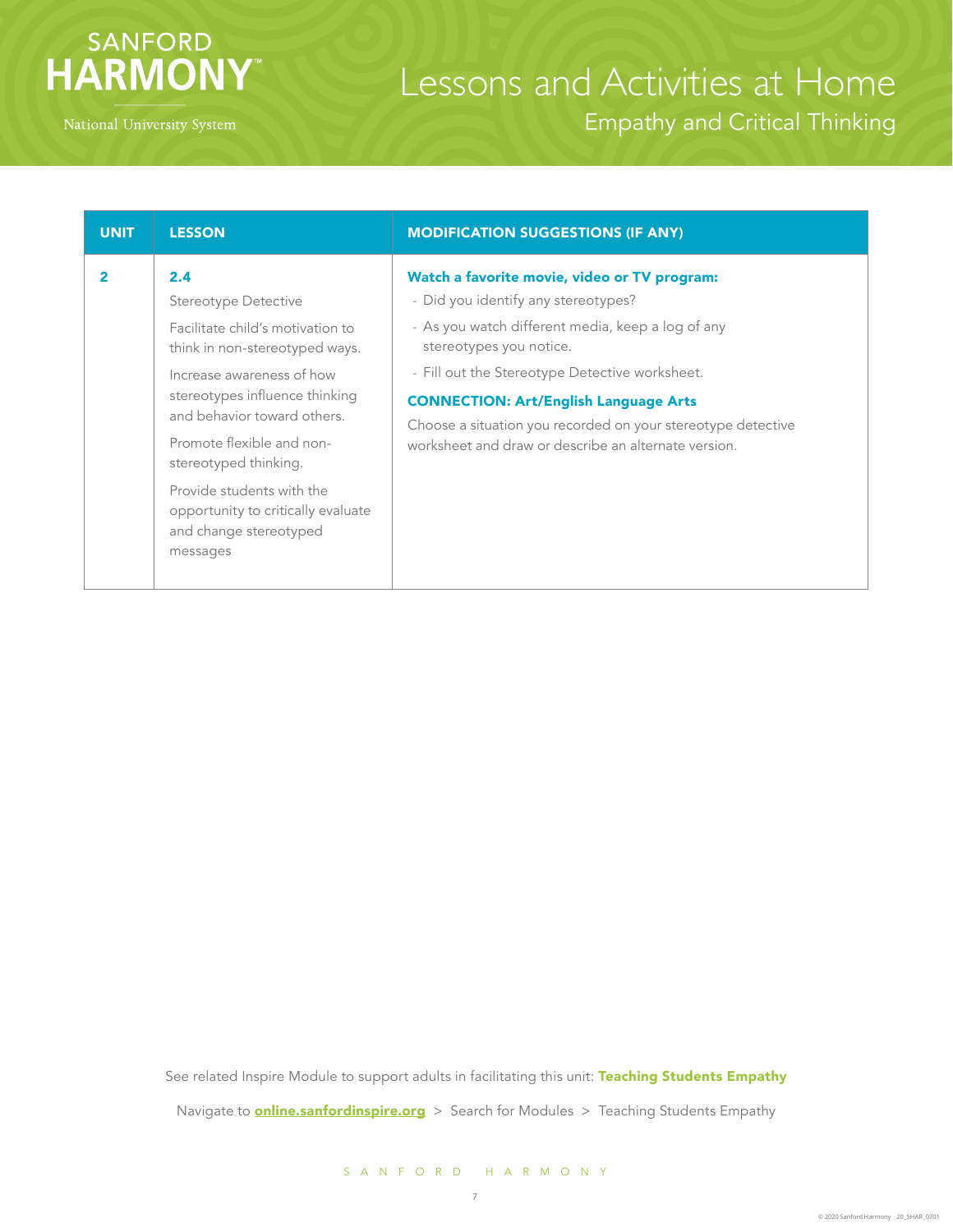SANFORD HARMONY

National University System

# Lessons and Activities at Home

## Empathy and Critical Thinking

| UNIT | LESSON | MODIFICATION SUGGESTIONS (IF ANY) |
|---|---|---|
| 2 | **2.4**<br>Stereotype Detective<br>Facilitate child's motivation to think in non-stereotyped ways.<br>Increase awareness of how stereotypes influence thinking and behavior toward others.<br>Promote flexible and non-stereotyped thinking.<br>Provide students with the opportunity to critically evaluate and change stereotyped messages | **Watch a favorite movie, video or TV program:**<br>- Did you identify any stereotypes?<br>- As you watch different media, keep a log of any stereotypes you notice.<br>- Fill out the Stereotype Detective worksheet.<br>**CONNECTION: Art/English Language Arts**<br>Choose a situation you recorded on your stereotype detective worksheet and draw or describe an alternate version. |

See related Inspire Module to support adults in facilitating this unit: **Teaching Students Empathy**

Navigate to **online.sanfordinspire.org** > Search for Modules > Teaching Students Empathy

© 2020 Sanford Harmony 20_SHAR_0701